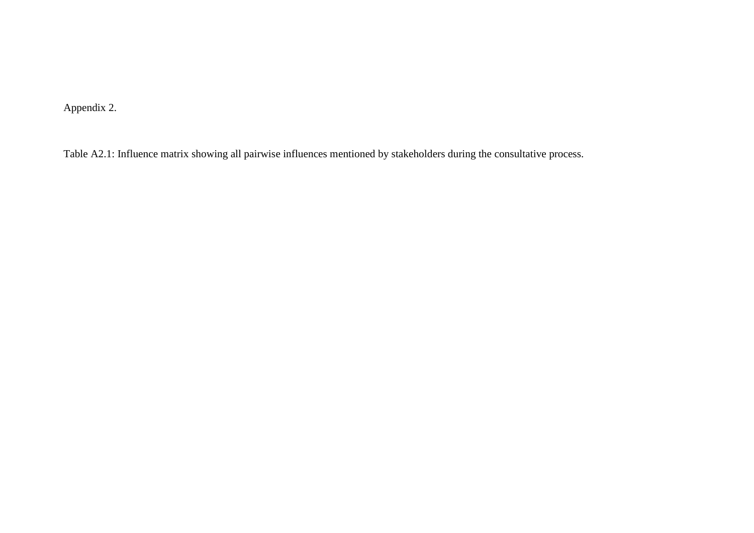# Appendix 2.

Table A2.1: Influence matrix showing all pairwise influences mentioned by stakeholders during the consultative process.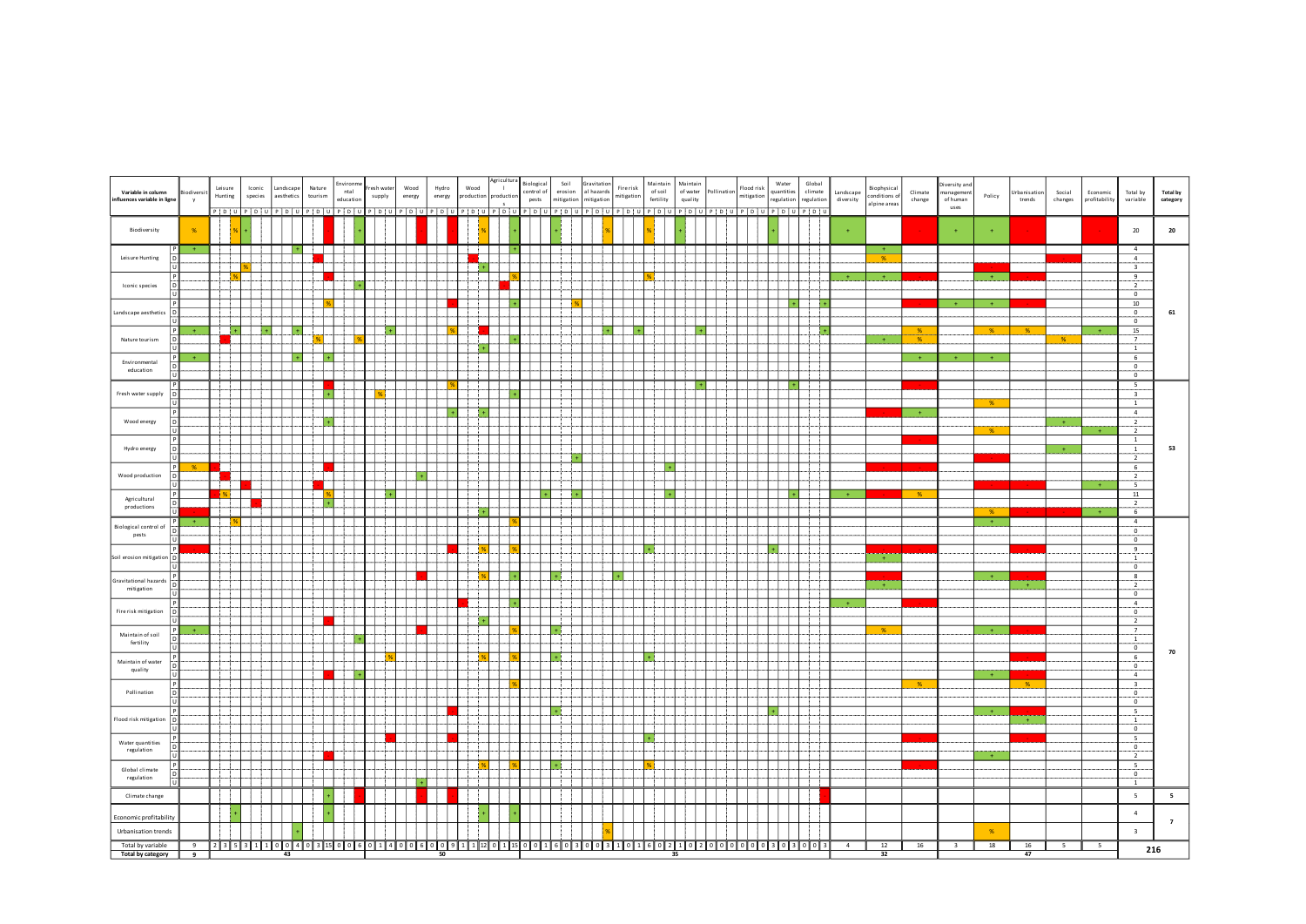**Variable in column influences variable in ligne** (P = production, D = demand, U = use)

| Variable | | Total by variable | Total by category |
|---|---|---|---|
| Biodiversity | | 20 | 20 |
| Leisure Hunting | P | 4 | 61 |
| | D | 4 | |
| | U | 3 | |
| Iconic species | P | 9 | |
| | D | 2 | |
| | U | 0 | |
| Landscape aesthetics | P | 10 | |
| | D | 0 | |
| | U | 0 | |
| Nature tourism | P | 15 | |
| | D | 7 | |
| | U | 1 | |
| Environmental education | P | 6 | |
| | D | 0 | |
| | U | 0 | |
| Fresh water supply | P | 5 | 53 |
| | D | 3 | |
| | U | 1 | |
| Wood energy | P | 4 | |
| | D | 2 | |
| | U | 2 | |
| Hydro energy | P | 1 | |
| | D | 1 | |
| | U | 2 | |
| Wood production | P | 6 | |
| | D | 2 | |
| | U | 5 | |
| Agricultural productions | P | 11 | |
| | D | 2 | |
| | U | 6 | |
| Biological control of pests | P | 4 | 70 |
| | D | 0 | |
| | U | 0 | |
| Soil erosion mitigation | P | 9 | |
| | D | 1 | |
| | U | 0 | |
| Gravitational hazards mitigation | P | 8 | |
| | D | 2 | |
| | U | 0 | |
| Fire risk mitigation | P | 4 | |
| | D | 0 | |
| | U | 2 | |
| Maintain of soil fertility | P | 7 | |
| | D | 1 | |
| | U | 0 | |
| Maintain of water quality | P | 6 | |
| | D | 0 | |
| | U | 4 | |
| Pollination | P | 3 | |
| | D | 0 | |
| | U | 0 | |
| Flood risk mitigation | P | 5 | |
| | D | 1 | |
| | U | 0 | |
| Water quantities regulation | P | 5 | |
| | D | 0 | |
| | U | 2 | |
| Global climate regulation | P | 5 | |
| | D | 0 | |
| | U | 1 | |
| Climate change | | 5 | 5 |
| Economic profitability | | 4 | 7 |
| Urbanisation trends | | 3 | |
| | | | **216** |

| Variable in column | P | D | U | Total by variable | Total by category |
|---|---|---|---|---|---|
| Biodiversity | | | | 9 | 9 |
| Leisure Hunting | 2 | 3 | 5 | | 43 |
| Iconic species | 3 | 1 | 1 | | |
| Landscape aesthetics | 0 | 0 | 4 | | |
| Nature tourism | 0 | 3 | 15 | | |
| Environmental education | 0 | 0 | 6 | | |
| Fresh water supply | 0 | 1 | 4 | | 50 |
| Wood energy | 0 | 0 | 6 | | |
| Hydro energy | 0 | 0 | 9 | | |
| Wood production | 1 | 1 | 12 | | |
| Agricultural productions | 0 | 1 | 15 | | |
| Biological control of pests | 0 | 0 | 1 | | 35 |
| Soil erosion mitigation | 6 | 0 | 3 | | |
| Gravitational hazards mitigation | 0 | 0 | 3 | | |
| Fire risk mitigation | 1 | 0 | 1 | | |
| Maintain of soil fertility | 6 | 0 | 2 | | |
| Maintain of water quality | 1 | 0 | 2 | | |
| Pollination | 0 | 0 | 0 | | |
| Flood risk mitigation | 0 | 0 | 0 | | |
| Water quantities regulation | 3 | 0 | 3 | | |
| Global climate regulation | 0 | 0 | 3 | | |
| Landscape diversity | | | | 4 | 32 |
| Biophysical conditions of alpine areas | | | | 12 | |
| Climate change | | | | 16 | |
| Diversity and management of human uses | | | | 3 | 47 |
| Policy | | | | 18 | |
| Urbanisation trends | | | | 16 | |
| Social changes | | | | 5 | |
| Economic profitability | | | | 5 | |
| | | | | | **216** |